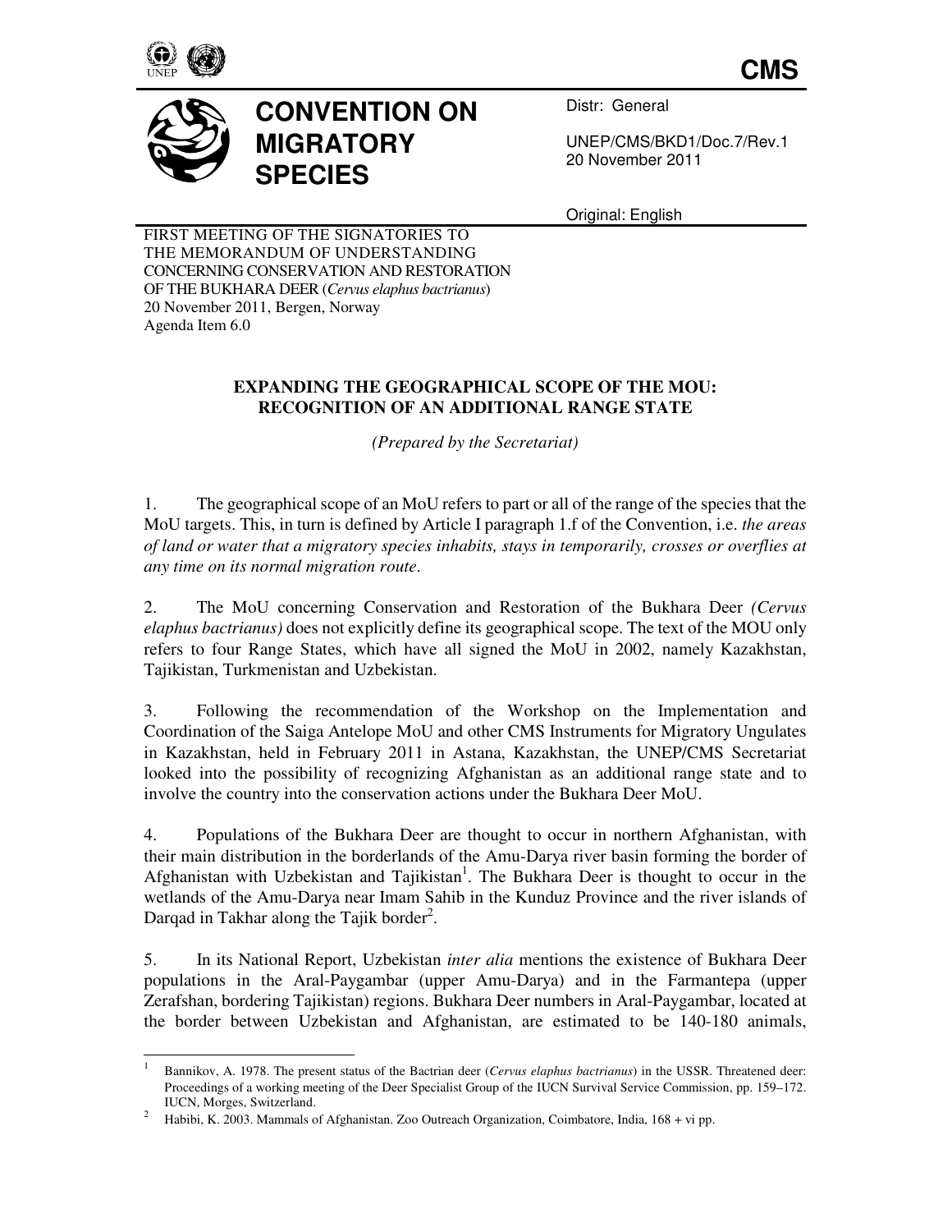CMS

# CONVENTION ON MIGRATORY SPECIES

Distr: General

UNEP/CMS/BKD1/Doc.7/Rev.1
20 November 2011

Original: English

FIRST MEETING OF THE SIGNATORIES TO THE MEMORANDUM OF UNDERSTANDING CONCERNING CONSERVATION AND RESTORATION OF THE BUKHARA DEER (*Cervus elaphus bactrianus*)
20 November 2011, Bergen, Norway
Agenda Item 6.0

## EXPANDING THE GEOGRAPHICAL SCOPE OF THE MOU: RECOGNITION OF AN ADDITIONAL RANGE STATE

*(Prepared by the Secretariat)*

1. The geographical scope of an MoU refers to part or all of the range of the species that the MoU targets. This, in turn is defined by Article I paragraph 1.f of the Convention, i.e. *the areas of land or water that a migratory species inhabits, stays in temporarily, crosses or overflies at any time on its normal migration route*.

2. The MoU concerning Conservation and Restoration of the Bukhara Deer *(Cervus elaphus bactrianus)* does not explicitly define its geographical scope. The text of the MOU only refers to four Range States, which have all signed the MoU in 2002, namely Kazakhstan, Tajikistan, Turkmenistan and Uzbekistan.

3. Following the recommendation of the Workshop on the Implementation and Coordination of the Saiga Antelope MoU and other CMS Instruments for Migratory Ungulates in Kazakhstan, held in February 2011 in Astana, Kazakhstan, the UNEP/CMS Secretariat looked into the possibility of recognizing Afghanistan as an additional range state and to involve the country into the conservation actions under the Bukhara Deer MoU.

4. Populations of the Bukhara Deer are thought to occur in northern Afghanistan, with their main distribution in the borderlands of the Amu-Darya river basin forming the border of Afghanistan with Uzbekistan and Tajikistan[1]. The Bukhara Deer is thought to occur in the wetlands of the Amu-Darya near Imam Sahib in the Kunduz Province and the river islands of Darqad in Takhar along the Tajik border[2].

5. In its National Report, Uzbekistan *inter alia* mentions the existence of Bukhara Deer populations in the Aral-Paygambar (upper Amu-Darya) and in the Farmantepa (upper Zerafshan, bordering Tajikistan) regions. Bukhara Deer numbers in Aral-Paygambar, located at the border between Uzbekistan and Afghanistan, are estimated to be 140-180 animals,

---

[1] Bannikov, A. 1978. The present status of the Bactrian deer (*Cervus elaphus bactrianus*) in the USSR. Threatened deer: Proceedings of a working meeting of the Deer Specialist Group of the IUCN Survival Service Commission, pp. 159–172. IUCN, Morges, Switzerland.

[2] Habibi, K. 2003. Mammals of Afghanistan. Zoo Outreach Organization, Coimbatore, India, 168 + vi pp.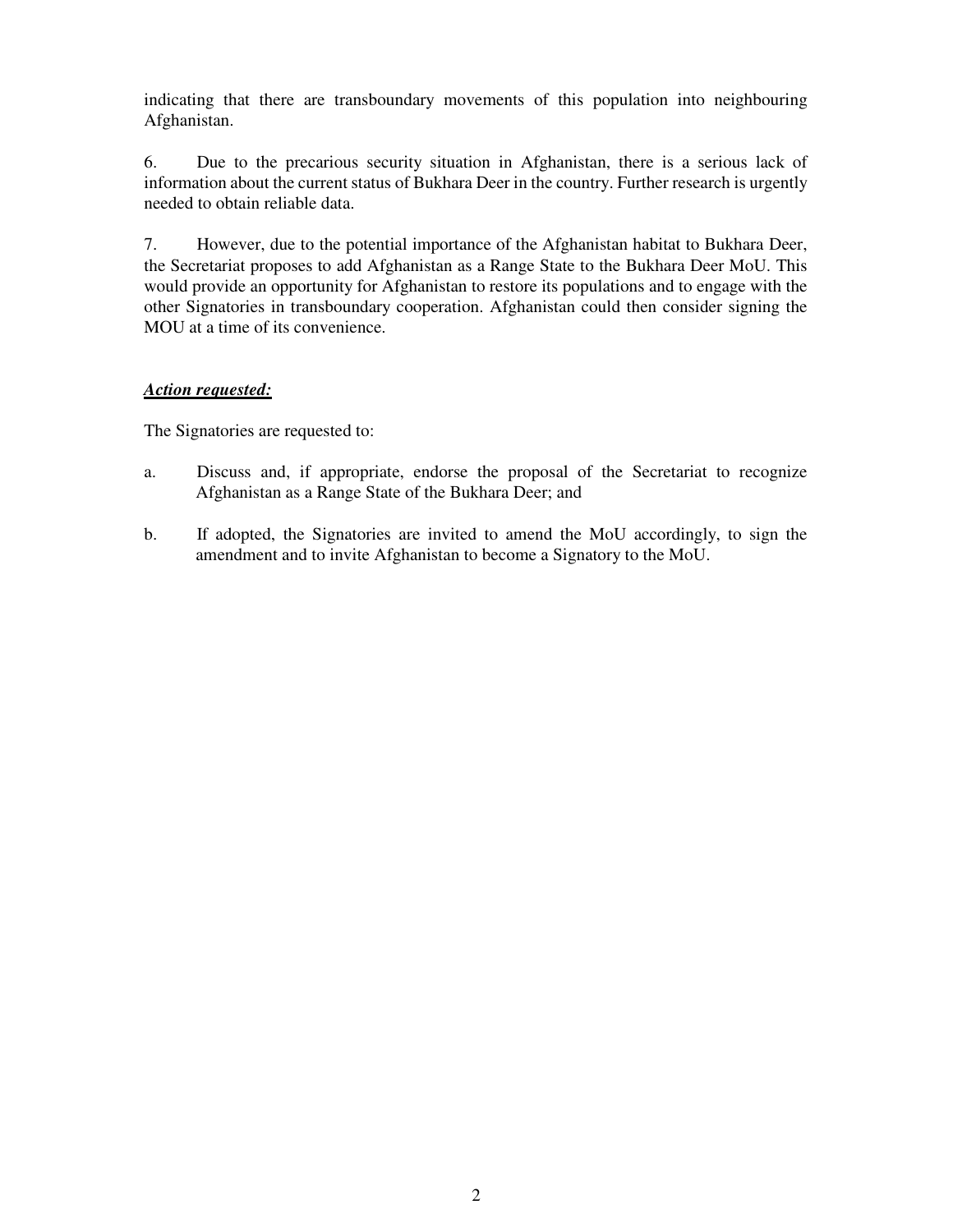indicating that there are transboundary movements of this population into neighbouring Afghanistan.

6. Due to the precarious security situation in Afghanistan, there is a serious lack of information about the current status of Bukhara Deer in the country. Further research is urgently needed to obtain reliable data.

7. However, due to the potential importance of the Afghanistan habitat to Bukhara Deer, the Secretariat proposes to add Afghanistan as a Range State to the Bukhara Deer MoU. This would provide an opportunity for Afghanistan to restore its populations and to engage with the other Signatories in transboundary cooperation. Afghanistan could then consider signing the MOU at a time of its convenience.

***Action requested:***

The Signatories are requested to:

a. Discuss and, if appropriate, endorse the proposal of the Secretariat to recognize Afghanistan as a Range State of the Bukhara Deer; and

b. If adopted, the Signatories are invited to amend the MoU accordingly, to sign the amendment and to invite Afghanistan to become a Signatory to the MoU.